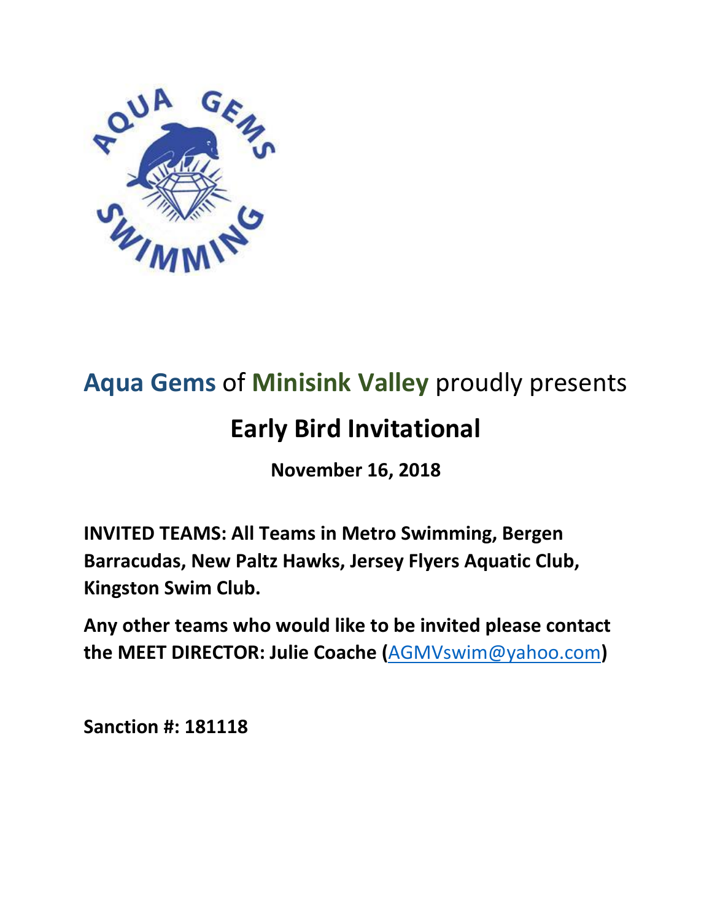Aqua Gems of Minisink Valley proudly presents

# Early Bird Invitational

**November 16, 2018**

**INVITED TEAMS: All Teams in Metro Swimming, Bergen Barracudas, New Paltz Hawks, Jersey Flyers Aquatic Club, Kingston Swim Club.**

**Any other teams who would like to be invited please contact the MEET DIRECTOR: Julie Coache (AGMVswim@yahoo.com)**

**Sanction #: 181118**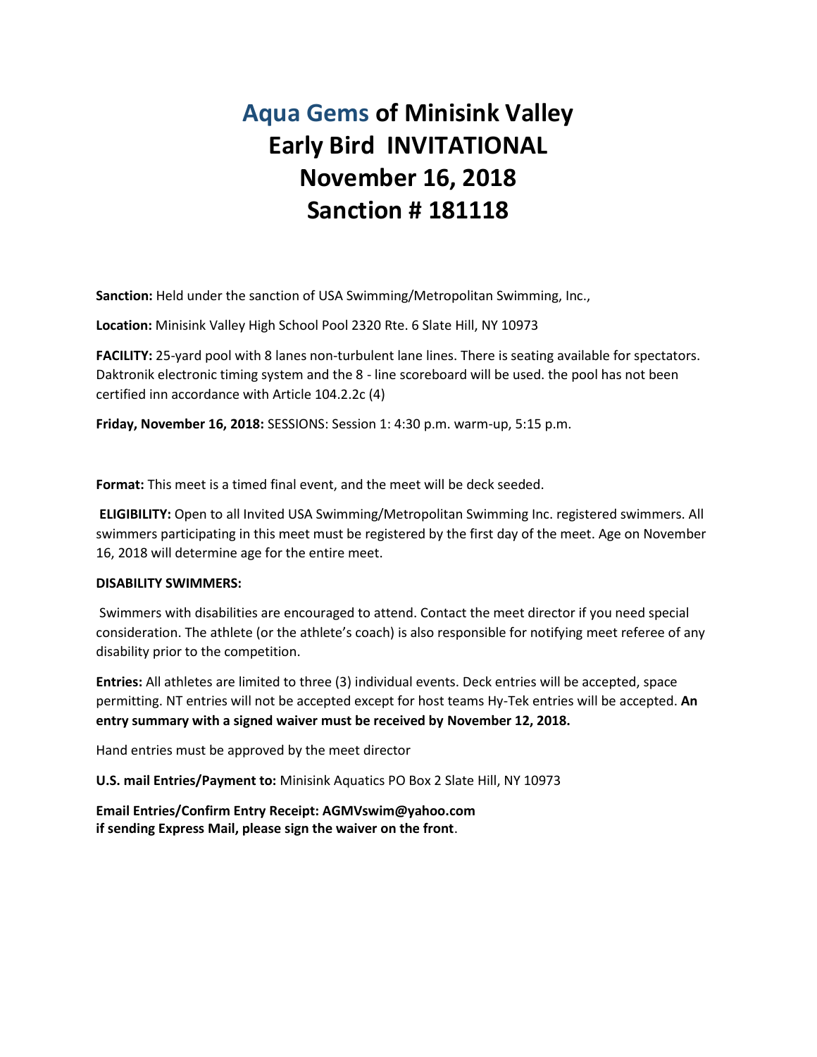# Aqua Gems of Minisink Valley
# Early Bird INVITATIONAL
# November 16, 2018
# Sanction # 181118

**Sanction:** Held under the sanction of USA Swimming/Metropolitan Swimming, Inc.,

**Location:** Minisink Valley High School Pool 2320 Rte. 6 Slate Hill, NY 10973

**FACILITY:** 25-yard pool with 8 lanes non-turbulent lane lines. There is seating available for spectators. Daktronik electronic timing system and the 8 - line scoreboard will be used. the pool has not been certified inn accordance with Article 104.2.2c (4)

**Friday, November 16, 2018:** SESSIONS: Session 1: 4:30 p.m. warm-up, 5:15 p.m.

**Format:** This meet is a timed final event, and the meet will be deck seeded.

**ELIGIBILITY:** Open to all Invited USA Swimming/Metropolitan Swimming Inc. registered swimmers. All swimmers participating in this meet must be registered by the first day of the meet. Age on November 16, 2018 will determine age for the entire meet.

**DISABILITY SWIMMERS:**

Swimmers with disabilities are encouraged to attend. Contact the meet director if you need special consideration. The athlete (or the athlete's coach) is also responsible for notifying meet referee of any disability prior to the competition.

**Entries:** All athletes are limited to three (3) individual events. Deck entries will be accepted, space permitting. NT entries will not be accepted except for host teams Hy-Tek entries will be accepted. **An entry summary with a signed waiver must be received by November 12, 2018.**

Hand entries must be approved by the meet director

**U.S. mail Entries/Payment to:** Minisink Aquatics PO Box 2 Slate Hill, NY 10973

**Email Entries/Confirm Entry Receipt: AGMVswim@yahoo.com**
**if sending Express Mail, please sign the waiver on the front**.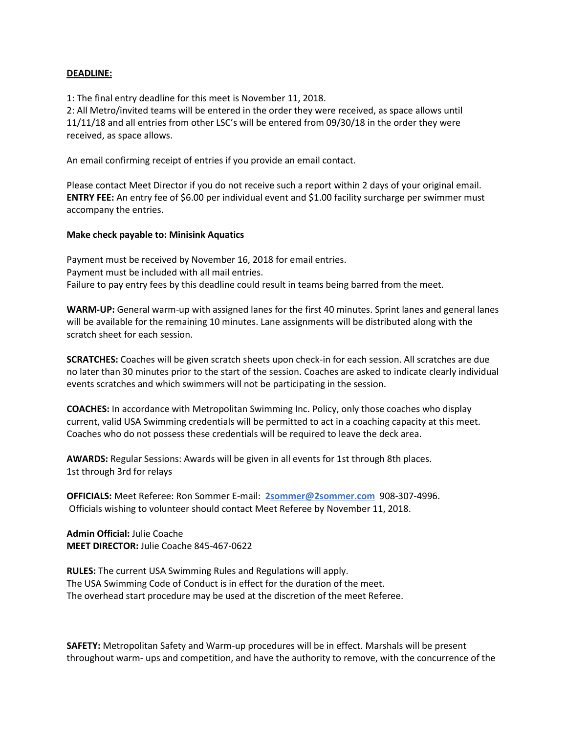**DEADLINE:**

1: The final entry deadline for this meet is November 11, 2018.
2: All Metro/invited teams will be entered in the order they were received, as space allows until 11/11/18 and all entries from other LSC's will be entered from 09/30/18 in the order they were received, as space allows.

An email confirming receipt of entries if you provide an email contact.

Please contact Meet Director if you do not receive such a report within 2 days of your original email.
**ENTRY FEE:** An entry fee of $6.00 per individual event and $1.00 facility surcharge per swimmer must accompany the entries.

**Make check payable to: Minisink Aquatics**

Payment must be received by November 16, 2018 for email entries.
Payment must be included with all mail entries.
Failure to pay entry fees by this deadline could result in teams being barred from the meet.

**WARM-UP:** General warm-up with assigned lanes for the first 40 minutes. Sprint lanes and general lanes will be available for the remaining 10 minutes. Lane assignments will be distributed along with the scratch sheet for each session.

**SCRATCHES:** Coaches will be given scratch sheets upon check-in for each session. All scratches are due no later than 30 minutes prior to the start of the session. Coaches are asked to indicate clearly individual events scratches and which swimmers will not be participating in the session.

**COACHES:** In accordance with Metropolitan Swimming Inc. Policy, only those coaches who display current, valid USA Swimming credentials will be permitted to act in a coaching capacity at this meet. Coaches who do not possess these credentials will be required to leave the deck area.

**AWARDS:** Regular Sessions: Awards will be given in all events for 1st through 8th places.
1st through 3rd for relays

**OFFICIALS:** Meet Referee: Ron Sommer E-mail: **2sommer@2sommer.com** 908-307-4996.
Officials wishing to volunteer should contact Meet Referee by November 11, 2018.

**Admin Official:** Julie Coache
**MEET DIRECTOR:** Julie Coache 845-467-0622

**RULES:** The current USA Swimming Rules and Regulations will apply.
The USA Swimming Code of Conduct is in effect for the duration of the meet.
The overhead start procedure may be used at the discretion of the meet Referee.

**SAFETY:** Metropolitan Safety and Warm-up procedures will be in effect. Marshals will be present throughout warm- ups and competition, and have the authority to remove, with the concurrence of the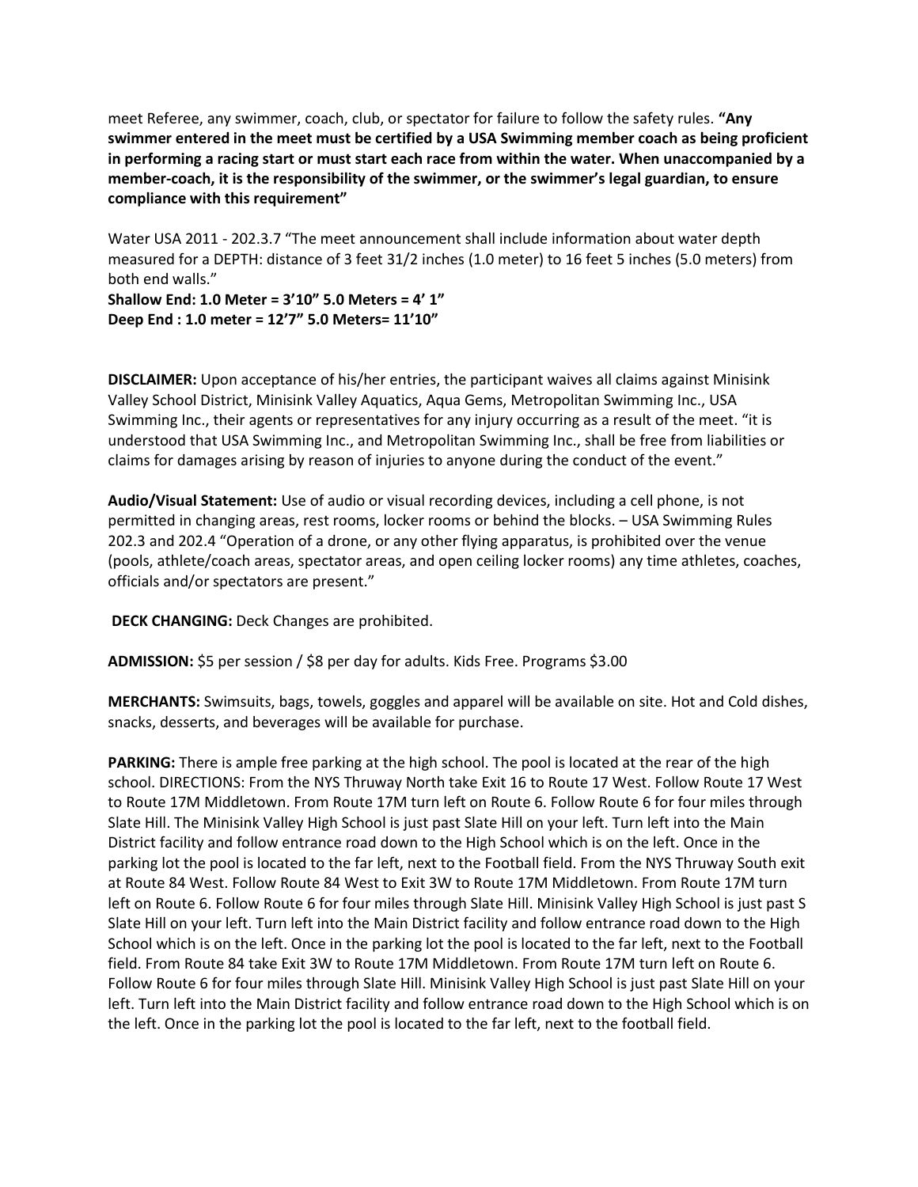meet Referee, any swimmer, coach, club, or spectator for failure to follow the safety rules. **"Any swimmer entered in the meet must be certified by a USA Swimming member coach as being proficient in performing a racing start or must start each race from within the water. When unaccompanied by a member-coach, it is the responsibility of the swimmer, or the swimmer's legal guardian, to ensure compliance with this requirement"**

Water USA 2011 - 202.3.7 "The meet announcement shall include information about water depth measured for a DEPTH: distance of 3 feet 31/2 inches (1.0 meter) to 16 feet 5 inches (5.0 meters) from both end walls."

**Shallow End: 1.0 Meter = 3'10" 5.0 Meters = 4' 1"**
**Deep End : 1.0 meter = 12'7" 5.0 Meters= 11'10"**

**DISCLAIMER:** Upon acceptance of his/her entries, the participant waives all claims against Minisink Valley School District, Minisink Valley Aquatics, Aqua Gems, Metropolitan Swimming Inc., USA Swimming Inc., their agents or representatives for any injury occurring as a result of the meet. "it is understood that USA Swimming Inc., and Metropolitan Swimming Inc., shall be free from liabilities or claims for damages arising by reason of injuries to anyone during the conduct of the event."

**Audio/Visual Statement:** Use of audio or visual recording devices, including a cell phone, is not permitted in changing areas, rest rooms, locker rooms or behind the blocks. – USA Swimming Rules 202.3 and 202.4 "Operation of a drone, or any other flying apparatus, is prohibited over the venue (pools, athlete/coach areas, spectator areas, and open ceiling locker rooms) any time athletes, coaches, officials and/or spectators are present."

**DECK CHANGING:** Deck Changes are prohibited.

**ADMISSION:** $5 per session / $8 per day for adults. Kids Free. Programs $3.00

**MERCHANTS:** Swimsuits, bags, towels, goggles and apparel will be available on site. Hot and Cold dishes, snacks, desserts, and beverages will be available for purchase.

**PARKING:** There is ample free parking at the high school. The pool is located at the rear of the high school. DIRECTIONS: From the NYS Thruway North take Exit 16 to Route 17 West. Follow Route 17 West to Route 17M Middletown. From Route 17M turn left on Route 6. Follow Route 6 for four miles through Slate Hill. The Minisink Valley High School is just past Slate Hill on your left. Turn left into the Main District facility and follow entrance road down to the High School which is on the left. Once in the parking lot the pool is located to the far left, next to the Football field. From the NYS Thruway South exit at Route 84 West. Follow Route 84 West to Exit 3W to Route 17M Middletown. From Route 17M turn left on Route 6. Follow Route 6 for four miles through Slate Hill. Minisink Valley High School is just past S Slate Hill on your left. Turn left into the Main District facility and follow entrance road down to the High School which is on the left. Once in the parking lot the pool is located to the far left, next to the Football field. From Route 84 take Exit 3W to Route 17M Middletown. From Route 17M turn left on Route 6. Follow Route 6 for four miles through Slate Hill. Minisink Valley High School is just past Slate Hill on your left. Turn left into the Main District facility and follow entrance road down to the High School which is on the left. Once in the parking lot the pool is located to the far left, next to the football field.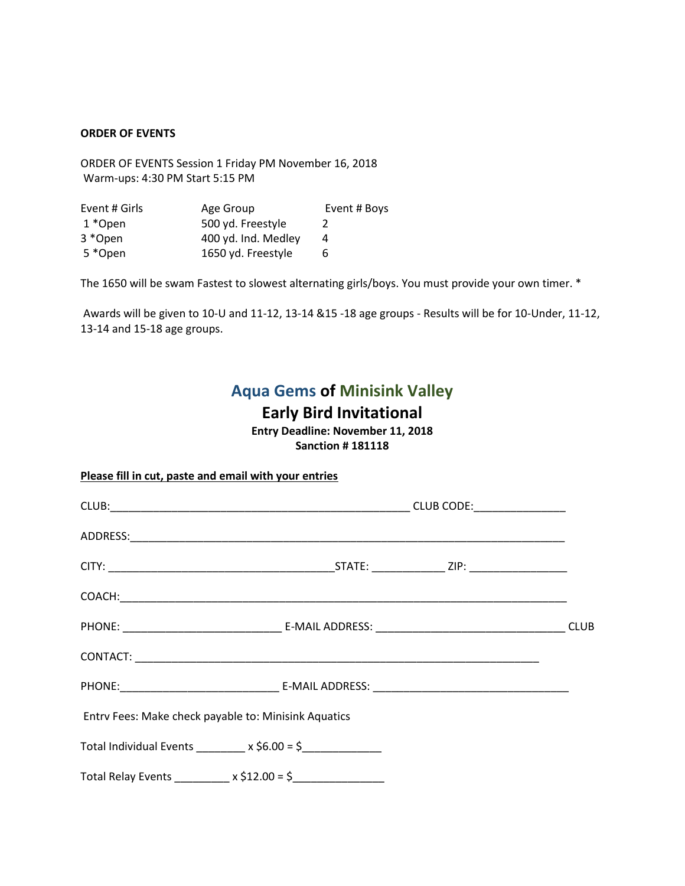**ORDER OF EVENTS**

ORDER OF EVENTS Session 1 Friday PM November 16, 2018
Warm-ups: 4:30 PM Start 5:15 PM

| Event # Girls | Age Group | Event # Boys |
|---|---|---|
| 1 *Open | 500 yd. Freestyle | 2 |
| 3 *Open | 400 yd. Ind. Medley | 4 |
| 5 *Open | 1650 yd. Freestyle | 6 |

The 1650 will be swam Fastest to slowest alternating girls/boys. You must provide your own timer. *

Awards will be given to 10-U and 11-12, 13-14 &15 -18 age groups - Results will be for 10-Under, 11-12, 13-14 and 15-18 age groups.

## Aqua Gems of Minisink Valley

## Early Bird Invitational

**Entry Deadline: November 11, 2018**

**Sanction # 181118**

**Please fill in cut, paste and email with your entries**

CLUB:___________________________________________________ CLUB CODE:_______________

ADDRESS:___________________________________________________________________________

CITY: ______________________________________STATE: ____________ ZIP: ________________

COACH:_____________________________________________________________________________

PHONE: __________________________ E-MAIL ADDRESS: _______________________________ CLUB

CONTACT: __________________________________________________________________

PHONE:__________________________ E-MAIL ADDRESS: ________________________________

Entrv Fees: Make check payable to: Minisink Aquatics

Total Individual Events ________ x $6.00 = $_____________

Total Relay Events _________ x $12.00 = $_______________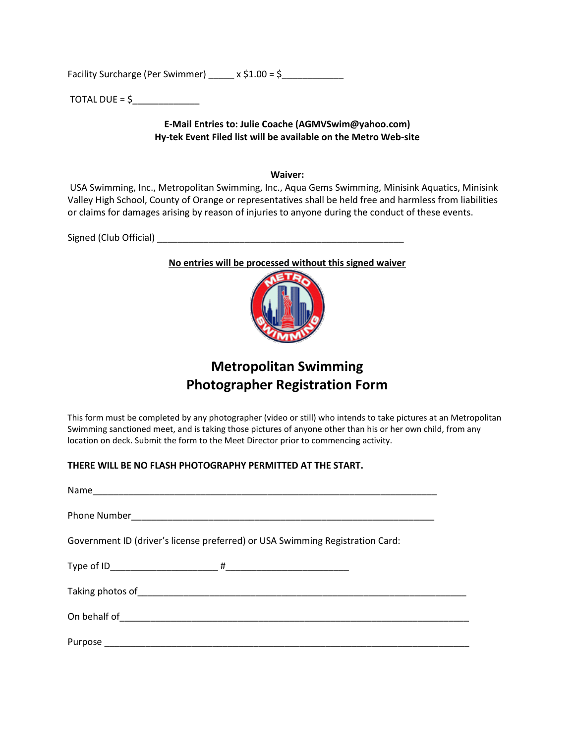Facility Surcharge (Per Swimmer) _____ x $1.00 = $____________

TOTAL DUE = $_____________

**E-Mail Entries to: Julie Coache (AGMVSwim@yahoo.com)**
**Hy-tek Event Filed list will be available on the Metro Web-site**

**Waiver:**

USA Swimming, Inc., Metropolitan Swimming, Inc., Aqua Gems Swimming, Minisink Aquatics, Minisink Valley High School, County of Orange or representatives shall be held free and harmless from liabilities or claims for damages arising by reason of injuries to anyone during the conduct of these events.

Signed (Club Official) _________________________________________________

**No entries will be processed without this signed waiver**

# Metropolitan Swimming
# Photographer Registration Form

This form must be completed by any photographer (video or still) who intends to take pictures at an Metropolitan Swimming sanctioned meet, and is taking those pictures of anyone other than his or her own child, from any location on deck. Submit the form to the Meet Director prior to commencing activity.

**THERE WILL BE NO FLASH PHOTOGRAPHY PERMITTED AT THE START.**

Name___________________________________________________________________

Phone Number____________________________________________________________

Government ID (driver's license preferred) or USA Swimming Registration Card:

Type of ID_____________________ #________________________

Taking photos of_________________________________________________________________

On behalf of_____________________________________________________________________

Purpose ________________________________________________________________________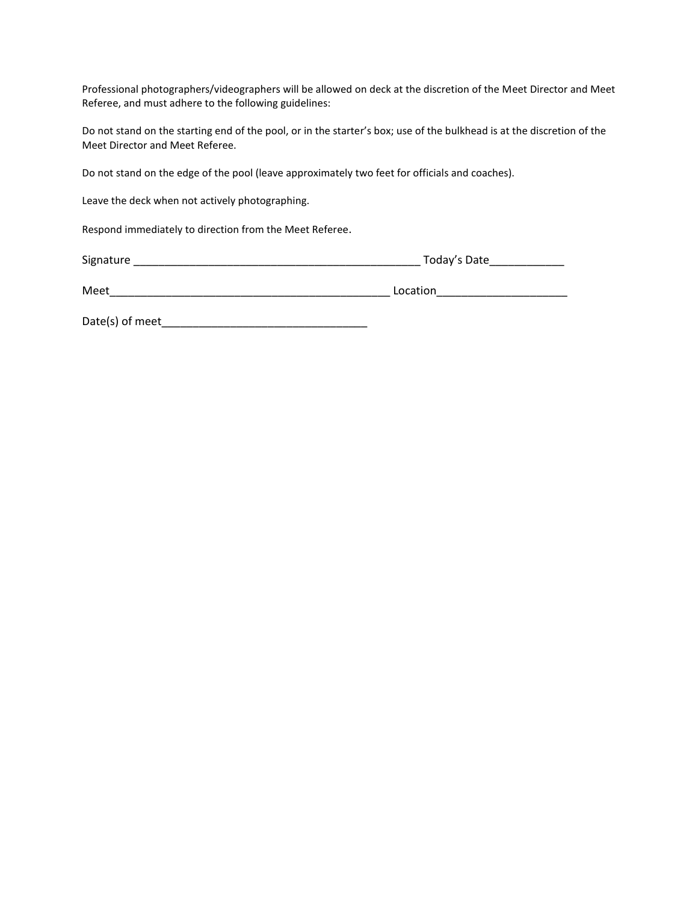Professional photographers/videographers will be allowed on deck at the discretion of the Meet Director and Meet Referee, and must adhere to the following guidelines:

Do not stand on the starting end of the pool, or in the starter's box; use of the bulkhead is at the discretion of the Meet Director and Meet Referee.

Do not stand on the edge of the pool (leave approximately two feet for officials and coaches).

Leave the deck when not actively photographing.

Respond immediately to direction from the Meet Referee.

Signature _______________________________________________ Today's Date____________

Meet_____________________________________________ Location_____________________

Date(s) of meet_________________________________